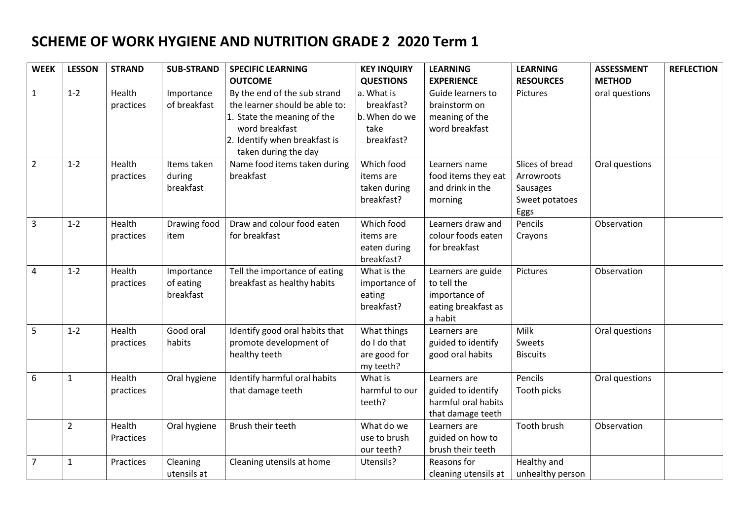# SCHEME OF WORK HYGIENE AND NUTRITION GRADE 2 2020 Term 1

| WEEK | LESSON | STRAND | SUB-STRAND | SPECIFIC LEARNING OUTCOME | KEY INQUIRY QUESTIONS | LEARNING EXPERIENCE | LEARNING RESOURCES | ASSESSMENT METHOD | REFLECTION |
|---|---|---|---|---|---|---|---|---|---|
| 1 | 1-2 | Health practices | Importance of breakfast | By the end of the sub strand the learner should be able to: 1. State the meaning of the word breakfast 2. Identify when breakfast is taken during the day | a. What is breakfast? b. When do we take breakfast? | Guide learners to brainstorm on meaning of the word breakfast | Pictures | oral questions | |
| 2 | 1-2 | Health practices | Items taken during breakfast | Name food items taken during breakfast | Which food items are taken during breakfast? | Learners name food items they eat and drink in the morning | Slices of bread Arrowroots Sausages Sweet potatoes Eggs | Oral questions | |
| 3 | 1-2 | Health practices | Drawing food item | Draw and colour food eaten for breakfast | Which food items are eaten during breakfast? | Learners draw and colour foods eaten for breakfast | Pencils Crayons | Observation | |
| 4 | 1-2 | Health practices | Importance of eating breakfast | Tell the importance of eating breakfast as healthy habits | What is the importance of eating breakfast? | Learners are guide to tell the importance of eating breakfast as a habit | Pictures | Observation | |
| 5 | 1-2 | Health practices | Good oral habits | Identify good oral habits that promote development of healthy teeth | What things do I do that are good for my teeth? | Learners are guided to identify good oral habits | Milk Sweets Biscuits | Oral questions | |
| 6 | 1 | Health practices | Oral hygiene | Identify harmful oral habits that damage teeth | What is harmful to our teeth? | Learners are guided to identify harmful oral habits that damage teeth | Pencils Tooth picks | Oral questions | |
| | 2 | Health Practices | Oral hygiene | Brush their teeth | What do we use to brush our teeth? | Learners are guided on how to brush their teeth | Tooth brush | Observation | |
| 7 | 1 | Practices | Cleaning utensils at | Cleaning utensils at home | Utensils? | Reasons for cleaning utensils at | Healthy and unhealthy person | | |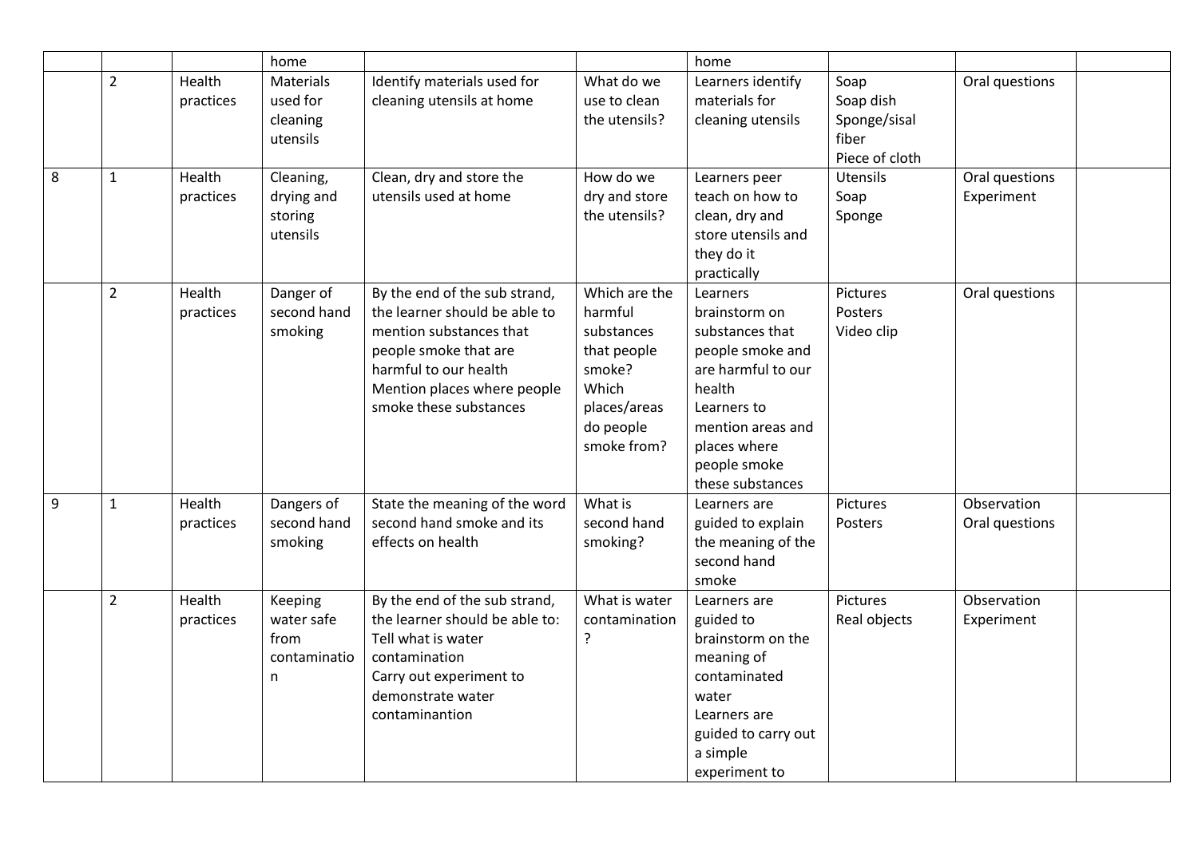| | | | home | | | home | | | |
|---|---|---|---|---|---|---|---|---|---|
| | 2 | Health practices | Materials used for cleaning utensils | Identify materials used for cleaning utensils at home | What do we use to clean the utensils? | Learners identify materials for cleaning utensils | Soap<br>Soap dish<br>Sponge/sisal fiber<br>Piece of cloth | Oral questions | |
| 8 | 1 | Health practices | Cleaning, drying and storing utensils | Clean, dry and store the utensils used at home | How do we dry and store the utensils? | Learners peer teach on how to clean, dry and store utensils and they do it practically | Utensils<br>Soap<br>Sponge | Oral questions<br>Experiment | |
| | 2 | Health practices | Danger of second hand smoking | By the end of the sub strand, the learner should be able to mention substances that people smoke that are harmful to our health<br>Mention places where people smoke these substances | Which are the harmful substances that people smoke?<br>Which places/areas do people smoke from? | Learners brainstorm on substances that people smoke and are harmful to our health<br>Learners to mention areas and places where people smoke these substances | Pictures<br>Posters<br>Video clip | Oral questions | |
| 9 | 1 | Health practices | Dangers of second hand smoking | State the meaning of the word second hand smoke and its effects on health | What is second hand smoking? | Learners are guided to explain the meaning of the second hand smoke | Pictures<br>Posters | Observation<br>Oral questions | |
| | 2 | Health practices | Keeping water safe from contamination | By the end of the sub strand, the learner should be able to:<br>Tell what is water contamination<br>Carry out experiment to demonstrate water contaminantion | What is water contamination ? | Learners are guided to brainstorm on the meaning of contaminated water<br>Learners are guided to carry out a simple experiment to | Pictures<br>Real objects | Observation<br>Experiment | |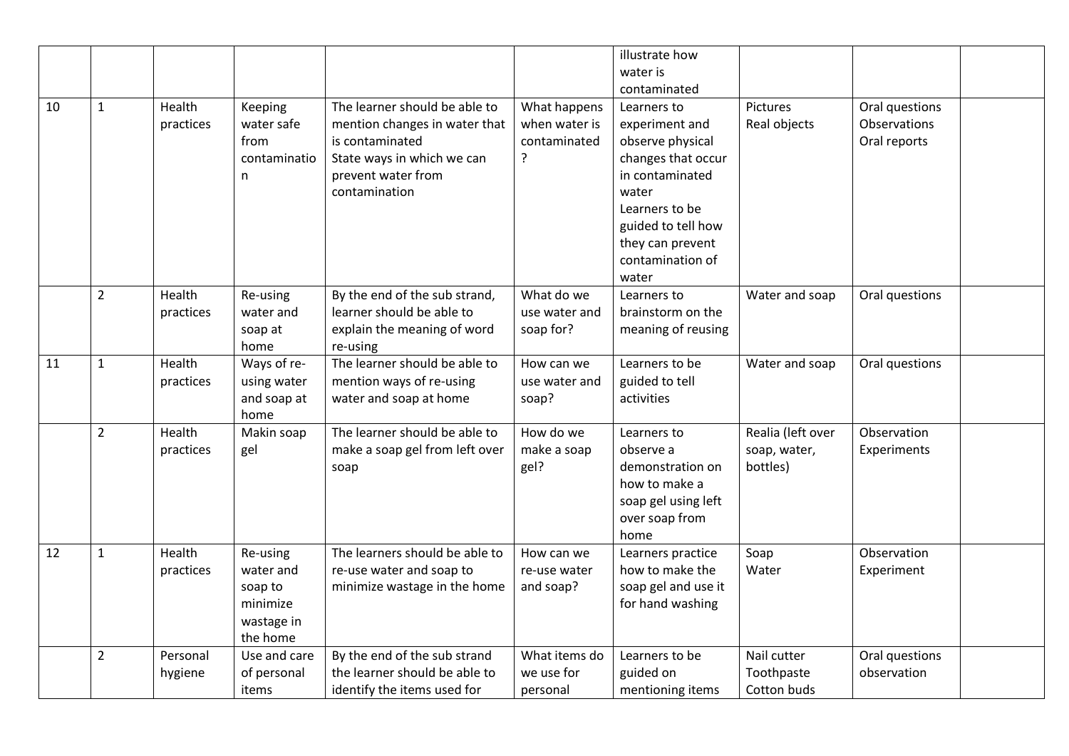| | | | | | | illustrate how water is contaminated | | | |
|---|---|---|---|---|---|---|---|---|---|
| 10 | 1 | Health practices | Keeping water safe from contaminatio n | The learner should be able to mention changes in water that is contaminated<br>State ways in which we can prevent water from contamination | What happens when water is contaminated ? | Learners to experiment and observe physical changes that occur in contaminated water<br>Learners to be guided to tell how they can prevent contamination of water | Pictures<br>Real objects | Oral questions<br>Observations<br>Oral reports | |
| | 2 | Health practices | Re-using water and soap at home | By the end of the sub strand, learner should be able to explain the meaning of word re-using | What do we use water and soap for? | Learners to brainstorm on the meaning of reusing | Water and soap | Oral questions | |
| 11 | 1 | Health practices | Ways of re-using water and soap at home | The learner should be able to mention ways of re-using water and soap at home | How can we use water and soap? | Learners to be guided to tell activities | Water and soap | Oral questions | |
| | 2 | Health practices | Makin soap gel | The learner should be able to make a soap gel from left over soap | How do we make a soap gel? | Learners to observe a demonstration on how to make a soap gel using left over soap from home | Realia (left over soap, water, bottles) | Observation<br>Experiments | |
| 12 | 1 | Health practices | Re-using water and soap to minimize wastage in the home | The learners should be able to re-use water and soap to minimize wastage in the home | How can we re-use water and soap? | Learners practice how to make the soap gel and use it for hand washing | Soap<br>Water | Observation<br>Experiment | |
| | 2 | Personal hygiene | Use and care of personal items | By the end of the sub strand the learner should be able to identify the items used for | What items do we use for personal | Learners to be guided on mentioning items | Nail cutter<br>Toothpaste<br>Cotton buds | Oral questions<br>observation | |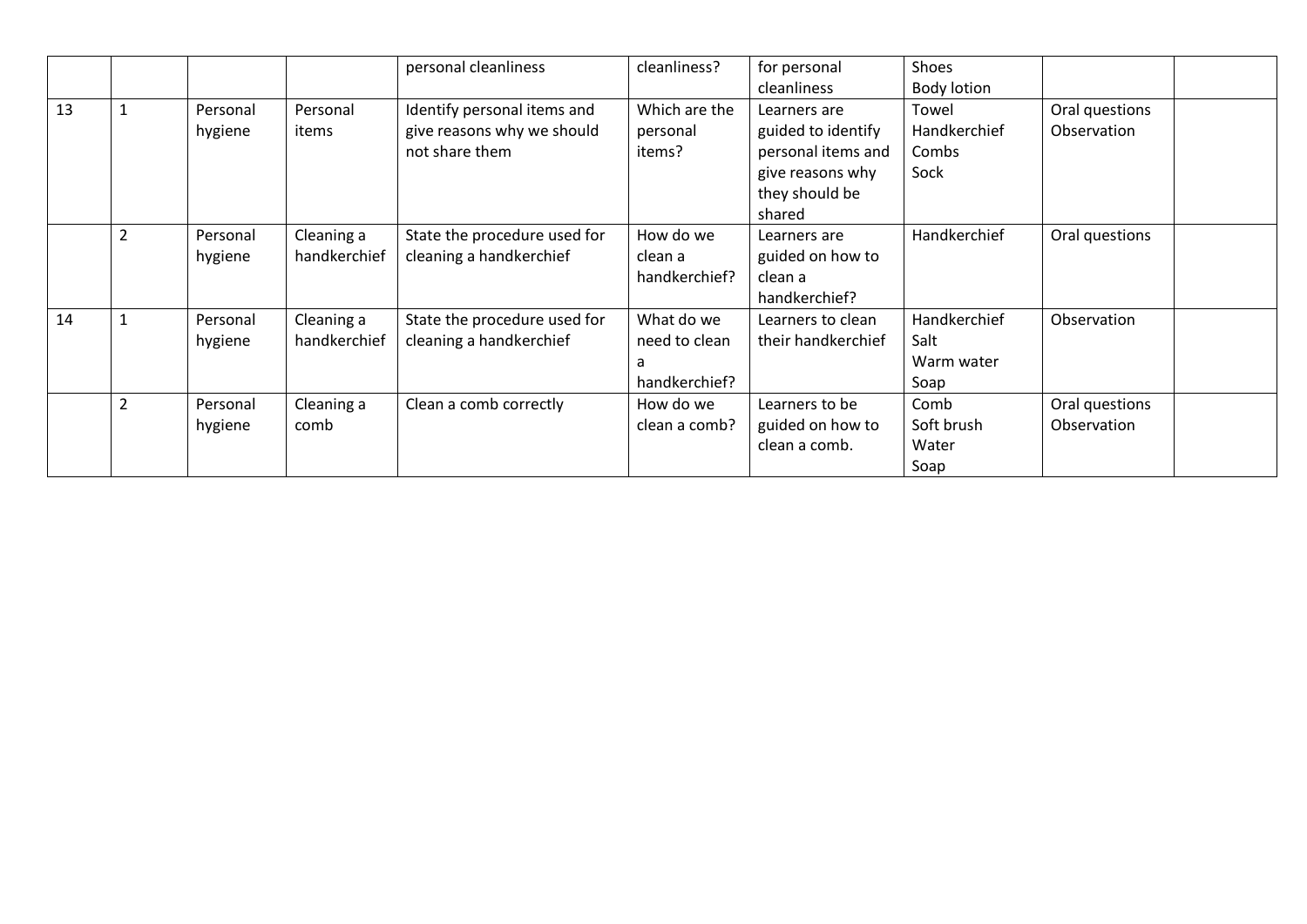| | | | | | | | | | |
|---|---|---|---|---|---|---|---|---|---|
| | | | | personal cleanliness | cleanliness? | for personal cleanliness | Shoes<br>Body lotion | | |
| 13 | 1 | Personal hygiene | Personal items | Identify personal items and give reasons why we should not share them | Which are the personal items? | Learners are guided to identify personal items and give reasons why they should be shared | Towel<br>Handkerchief<br>Combs<br>Sock | Oral questions<br>Observation | |
| | 2 | Personal hygiene | Cleaning a handkerchief | State the procedure used for cleaning a handkerchief | How do we clean a handkerchief? | Learners are guided on how to clean a handkerchief? | Handkerchief | Oral questions | |
| 14 | 1 | Personal hygiene | Cleaning a handkerchief | State the procedure used for cleaning a handkerchief | What do we need to clean a handkerchief? | Learners to clean their handkerchief | Handkerchief<br>Salt<br>Warm water<br>Soap | Observation | |
| | 2 | Personal hygiene | Cleaning a comb | Clean a comb correctly | How do we clean a comb? | Learners to be guided on how to clean a comb. | Comb<br>Soft brush<br>Water<br>Soap | Oral questions<br>Observation | |